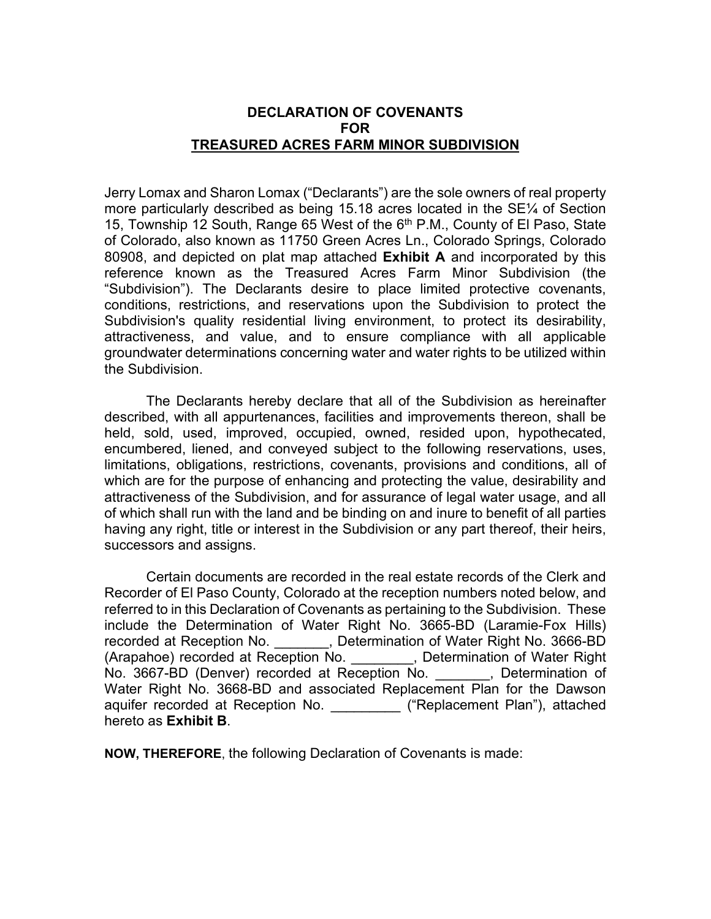# DECLARATION OF COVENANTS
# FOR
# TREASURED ACRES FARM MINOR SUBDIVISION

Jerry Lomax and Sharon Lomax ("Declarants") are the sole owners of real property more particularly described as being 15.18 acres located in the SE¼ of Section 15, Township 12 South, Range 65 West of the 6th P.M., County of El Paso, State of Colorado, also known as 11750 Green Acres Ln., Colorado Springs, Colorado 80908, and depicted on plat map attached **Exhibit A** and incorporated by this reference known as the Treasured Acres Farm Minor Subdivision (the "Subdivision"). The Declarants desire to place limited protective covenants, conditions, restrictions, and reservations upon the Subdivision to protect the Subdivision's quality residential living environment, to protect its desirability, attractiveness, and value, and to ensure compliance with all applicable groundwater determinations concerning water and water rights to be utilized within the Subdivision.

The Declarants hereby declare that all of the Subdivision as hereinafter described, with all appurtenances, facilities and improvements thereon, shall be held, sold, used, improved, occupied, owned, resided upon, hypothecated, encumbered, liened, and conveyed subject to the following reservations, uses, limitations, obligations, restrictions, covenants, provisions and conditions, all of which are for the purpose of enhancing and protecting the value, desirability and attractiveness of the Subdivision, and for assurance of legal water usage, and all of which shall run with the land and be binding on and inure to benefit of all parties having any right, title or interest in the Subdivision or any part thereof, their heirs, successors and assigns.

Certain documents are recorded in the real estate records of the Clerk and Recorder of El Paso County, Colorado at the reception numbers noted below, and referred to in this Declaration of Covenants as pertaining to the Subdivision. These include the Determination of Water Right No. 3665-BD (Laramie-Fox Hills) recorded at Reception No. _______, Determination of Water Right No. 3666-BD (Arapahoe) recorded at Reception No. ________, Determination of Water Right No. 3667-BD (Denver) recorded at Reception No. _______, Determination of Water Right No. 3668-BD and associated Replacement Plan for the Dawson aquifer recorded at Reception No. _________ ("Replacement Plan"), attached hereto as **Exhibit B**.

**NOW, THEREFORE**, the following Declaration of Covenants is made: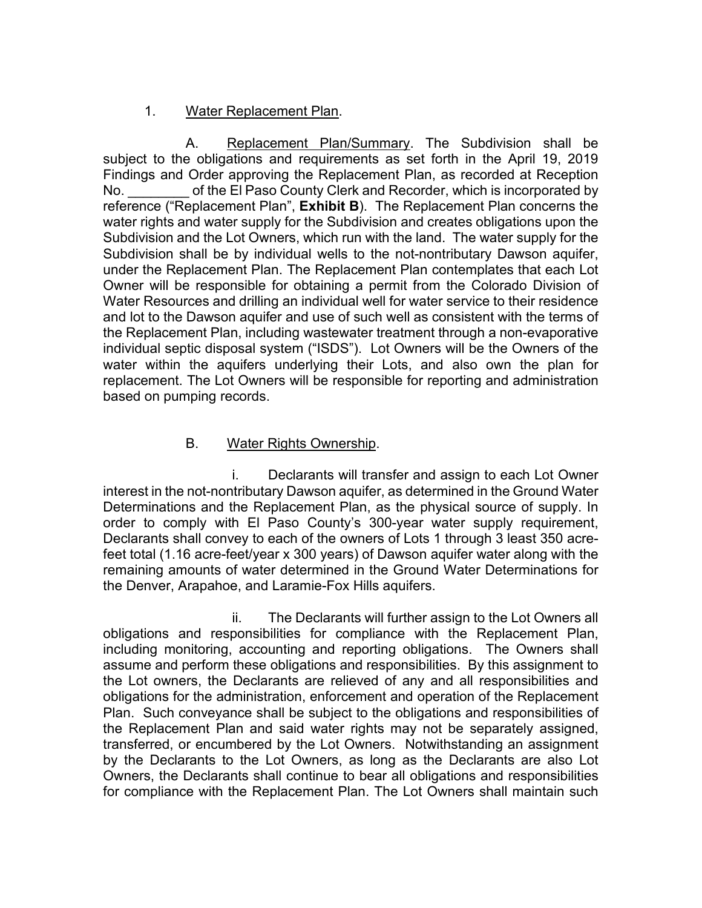1. Water Replacement Plan.

A. Replacement Plan/Summary. The Subdivision shall be subject to the obligations and requirements as set forth in the April 19, 2019 Findings and Order approving the Replacement Plan, as recorded at Reception No. ________ of the El Paso County Clerk and Recorder, which is incorporated by reference ("Replacement Plan", **Exhibit B**). The Replacement Plan concerns the water rights and water supply for the Subdivision and creates obligations upon the Subdivision and the Lot Owners, which run with the land. The water supply for the Subdivision shall be by individual wells to the not-nontributary Dawson aquifer, under the Replacement Plan. The Replacement Plan contemplates that each Lot Owner will be responsible for obtaining a permit from the Colorado Division of Water Resources and drilling an individual well for water service to their residence and lot to the Dawson aquifer and use of such well as consistent with the terms of the Replacement Plan, including wastewater treatment through a non-evaporative individual septic disposal system ("ISDS"). Lot Owners will be the Owners of the water within the aquifers underlying their Lots, and also own the plan for replacement. The Lot Owners will be responsible for reporting and administration based on pumping records.

B. Water Rights Ownership.

i. Declarants will transfer and assign to each Lot Owner interest in the not-nontributary Dawson aquifer, as determined in the Ground Water Determinations and the Replacement Plan, as the physical source of supply. In order to comply with El Paso County's 300-year water supply requirement, Declarants shall convey to each of the owners of Lots 1 through 3 least 350 acre-feet total (1.16 acre-feet/year x 300 years) of Dawson aquifer water along with the remaining amounts of water determined in the Ground Water Determinations for the Denver, Arapahoe, and Laramie-Fox Hills aquifers.

ii. The Declarants will further assign to the Lot Owners all obligations and responsibilities for compliance with the Replacement Plan, including monitoring, accounting and reporting obligations. The Owners shall assume and perform these obligations and responsibilities. By this assignment to the Lot owners, the Declarants are relieved of any and all responsibilities and obligations for the administration, enforcement and operation of the Replacement Plan. Such conveyance shall be subject to the obligations and responsibilities of the Replacement Plan and said water rights may not be separately assigned, transferred, or encumbered by the Lot Owners. Notwithstanding an assignment by the Declarants to the Lot Owners, as long as the Declarants are also Lot Owners, the Declarants shall continue to bear all obligations and responsibilities for compliance with the Replacement Plan. The Lot Owners shall maintain such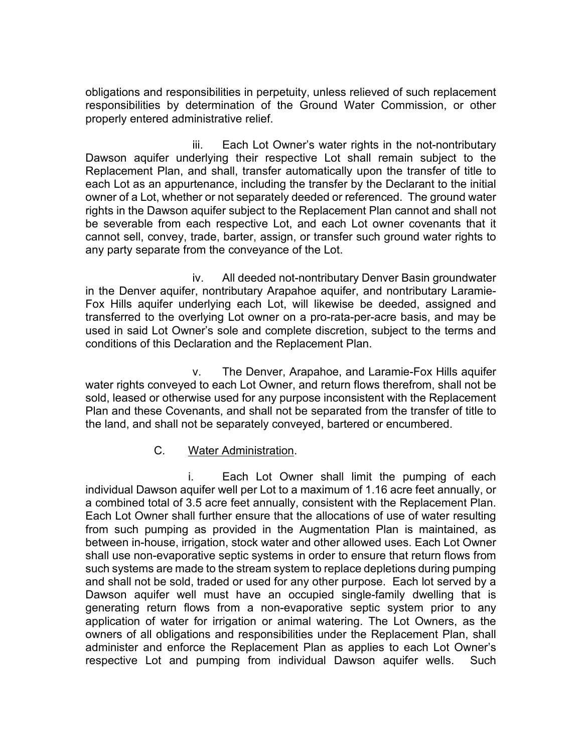obligations and responsibilities in perpetuity, unless relieved of such replacement responsibilities by determination of the Ground Water Commission, or other properly entered administrative relief.

iii. Each Lot Owner's water rights in the not-nontributary Dawson aquifer underlying their respective Lot shall remain subject to the Replacement Plan, and shall, transfer automatically upon the transfer of title to each Lot as an appurtenance, including the transfer by the Declarant to the initial owner of a Lot, whether or not separately deeded or referenced. The ground water rights in the Dawson aquifer subject to the Replacement Plan cannot and shall not be severable from each respective Lot, and each Lot owner covenants that it cannot sell, convey, trade, barter, assign, or transfer such ground water rights to any party separate from the conveyance of the Lot.

iv. All deeded not-nontributary Denver Basin groundwater in the Denver aquifer, nontributary Arapahoe aquifer, and nontributary Laramie-Fox Hills aquifer underlying each Lot, will likewise be deeded, assigned and transferred to the overlying Lot owner on a pro-rata-per-acre basis, and may be used in said Lot Owner's sole and complete discretion, subject to the terms and conditions of this Declaration and the Replacement Plan.

v. The Denver, Arapahoe, and Laramie-Fox Hills aquifer water rights conveyed to each Lot Owner, and return flows therefrom, shall not be sold, leased or otherwise used for any purpose inconsistent with the Replacement Plan and these Covenants, and shall not be separated from the transfer of title to the land, and shall not be separately conveyed, bartered or encumbered.

C. Water Administration.

i. Each Lot Owner shall limit the pumping of each individual Dawson aquifer well per Lot to a maximum of 1.16 acre feet annually, or a combined total of 3.5 acre feet annually, consistent with the Replacement Plan. Each Lot Owner shall further ensure that the allocations of use of water resulting from such pumping as provided in the Augmentation Plan is maintained, as between in-house, irrigation, stock water and other allowed uses. Each Lot Owner shall use non-evaporative septic systems in order to ensure that return flows from such systems are made to the stream system to replace depletions during pumping and shall not be sold, traded or used for any other purpose. Each lot served by a Dawson aquifer well must have an occupied single-family dwelling that is generating return flows from a non-evaporative septic system prior to any application of water for irrigation or animal watering. The Lot Owners, as the owners of all obligations and responsibilities under the Replacement Plan, shall administer and enforce the Replacement Plan as applies to each Lot Owner's respective Lot and pumping from individual Dawson aquifer wells. Such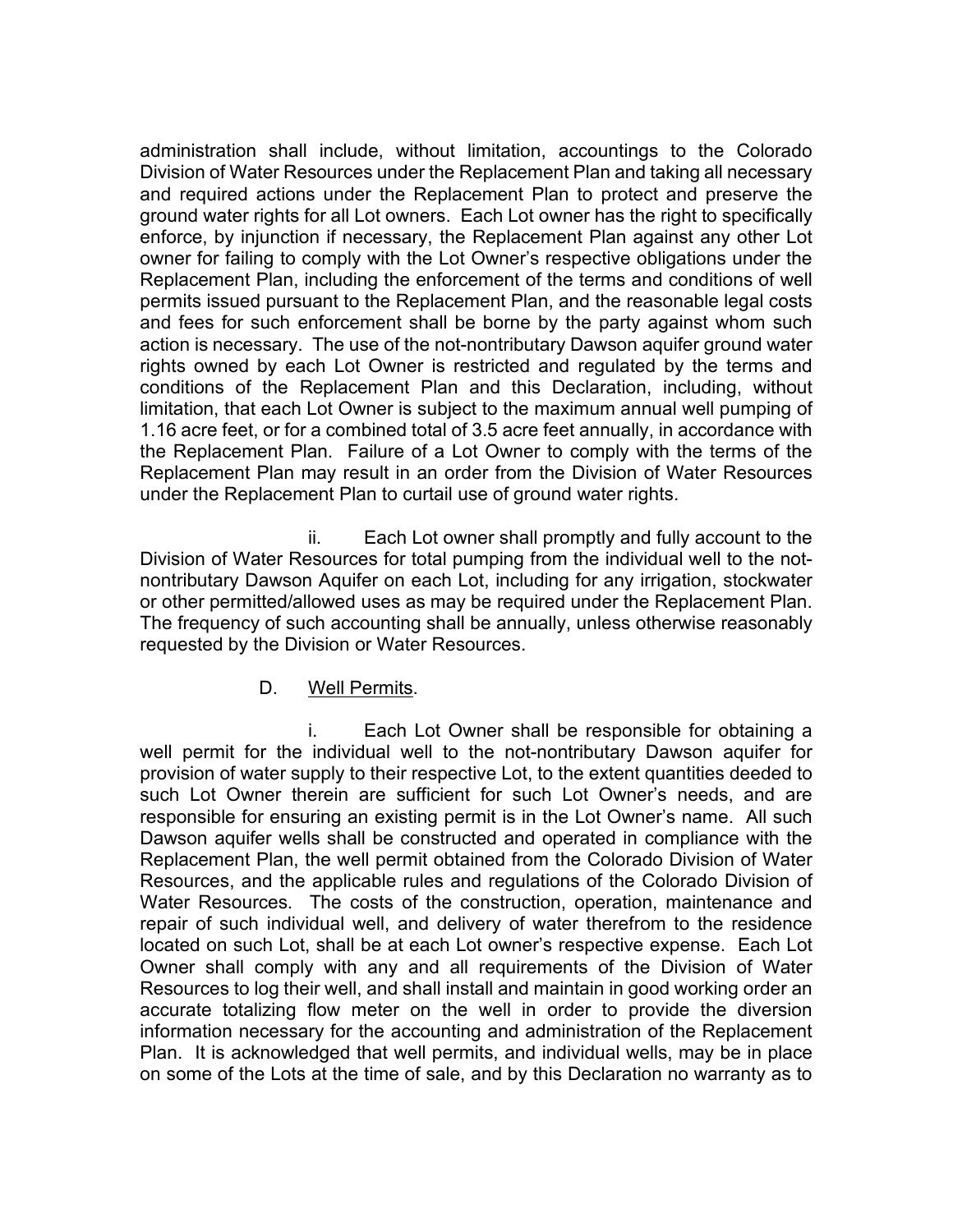administration shall include, without limitation, accountings to the Colorado Division of Water Resources under the Replacement Plan and taking all necessary and required actions under the Replacement Plan to protect and preserve the ground water rights for all Lot owners. Each Lot owner has the right to specifically enforce, by injunction if necessary, the Replacement Plan against any other Lot owner for failing to comply with the Lot Owner's respective obligations under the Replacement Plan, including the enforcement of the terms and conditions of well permits issued pursuant to the Replacement Plan, and the reasonable legal costs and fees for such enforcement shall be borne by the party against whom such action is necessary. The use of the not-nontributary Dawson aquifer ground water rights owned by each Lot Owner is restricted and regulated by the terms and conditions of the Replacement Plan and this Declaration, including, without limitation, that each Lot Owner is subject to the maximum annual well pumping of 1.16 acre feet, or for a combined total of 3.5 acre feet annually, in accordance with the Replacement Plan. Failure of a Lot Owner to comply with the terms of the Replacement Plan may result in an order from the Division of Water Resources under the Replacement Plan to curtail use of ground water rights.

ii. Each Lot owner shall promptly and fully account to the Division of Water Resources for total pumping from the individual well to the not-nontributary Dawson Aquifer on each Lot, including for any irrigation, stockwater or other permitted/allowed uses as may be required under the Replacement Plan. The frequency of such accounting shall be annually, unless otherwise reasonably requested by the Division or Water Resources.

D. Well Permits.

i. Each Lot Owner shall be responsible for obtaining a well permit for the individual well to the not-nontributary Dawson aquifer for provision of water supply to their respective Lot, to the extent quantities deeded to such Lot Owner therein are sufficient for such Lot Owner's needs, and are responsible for ensuring an existing permit is in the Lot Owner's name. All such Dawson aquifer wells shall be constructed and operated in compliance with the Replacement Plan, the well permit obtained from the Colorado Division of Water Resources, and the applicable rules and regulations of the Colorado Division of Water Resources. The costs of the construction, operation, maintenance and repair of such individual well, and delivery of water therefrom to the residence located on such Lot, shall be at each Lot owner's respective expense. Each Lot Owner shall comply with any and all requirements of the Division of Water Resources to log their well, and shall install and maintain in good working order an accurate totalizing flow meter on the well in order to provide the diversion information necessary for the accounting and administration of the Replacement Plan. It is acknowledged that well permits, and individual wells, may be in place on some of the Lots at the time of sale, and by this Declaration no warranty as to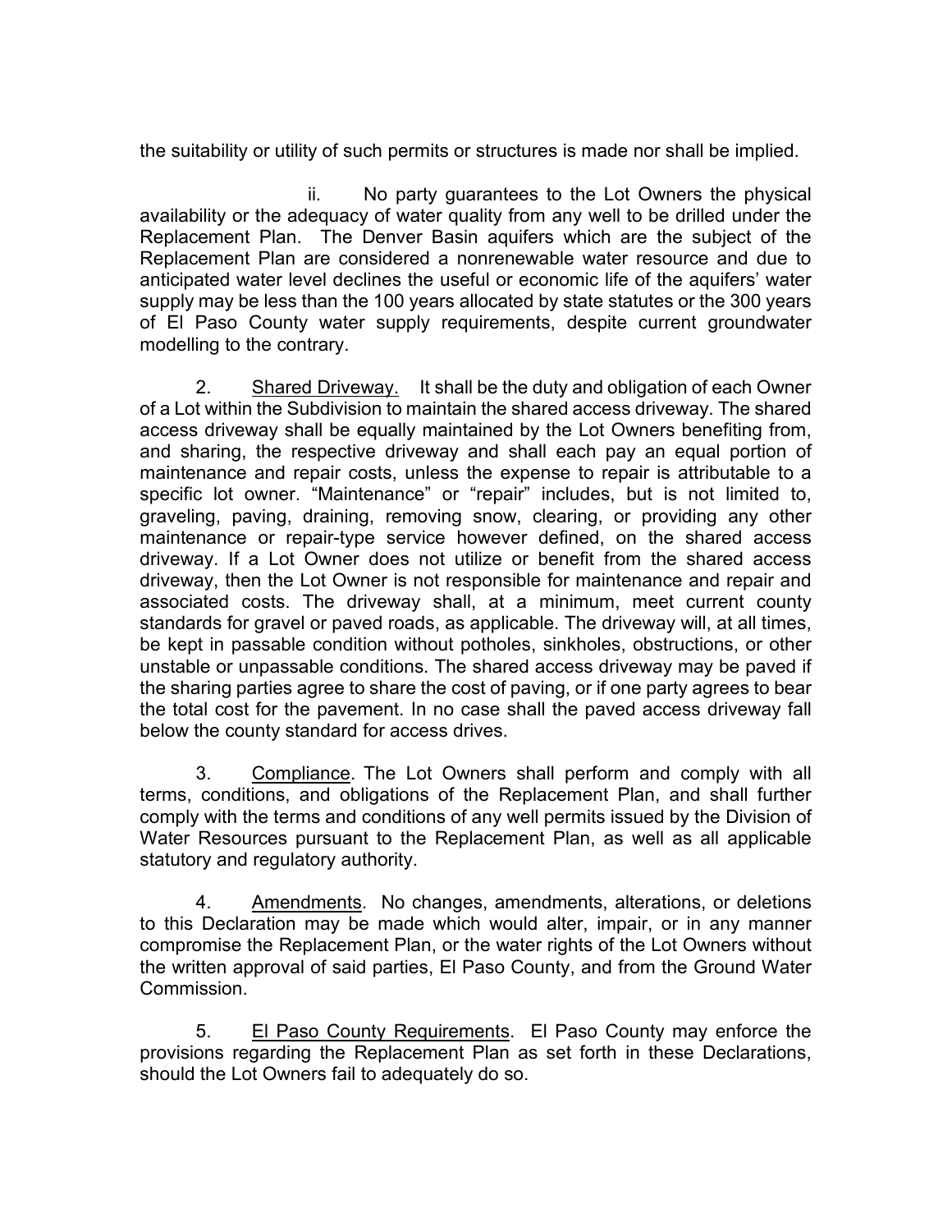the suitability or utility of such permits or structures is made nor shall be implied.

ii. No party guarantees to the Lot Owners the physical availability or the adequacy of water quality from any well to be drilled under the Replacement Plan. The Denver Basin aquifers which are the subject of the Replacement Plan are considered a nonrenewable water resource and due to anticipated water level declines the useful or economic life of the aquifers' water supply may be less than the 100 years allocated by state statutes or the 300 years of El Paso County water supply requirements, despite current groundwater modelling to the contrary.

2. <u>Shared Driveway.</u> It shall be the duty and obligation of each Owner of a Lot within the Subdivision to maintain the shared access driveway. The shared access driveway shall be equally maintained by the Lot Owners benefiting from, and sharing, the respective driveway and shall each pay an equal portion of maintenance and repair costs, unless the expense to repair is attributable to a specific lot owner. "Maintenance" or "repair" includes, but is not limited to, graveling, paving, draining, removing snow, clearing, or providing any other maintenance or repair-type service however defined, on the shared access driveway. If a Lot Owner does not utilize or benefit from the shared access driveway, then the Lot Owner is not responsible for maintenance and repair and associated costs. The driveway shall, at a minimum, meet current county standards for gravel or paved roads, as applicable. The driveway will, at all times, be kept in passable condition without potholes, sinkholes, obstructions, or other unstable or unpassable conditions. The shared access driveway may be paved if the sharing parties agree to share the cost of paving, or if one party agrees to bear the total cost for the pavement. In no case shall the paved access driveway fall below the county standard for access drives.

3. <u>Compliance</u>. The Lot Owners shall perform and comply with all terms, conditions, and obligations of the Replacement Plan, and shall further comply with the terms and conditions of any well permits issued by the Division of Water Resources pursuant to the Replacement Plan, as well as all applicable statutory and regulatory authority.

4. <u>Amendments</u>. No changes, amendments, alterations, or deletions to this Declaration may be made which would alter, impair, or in any manner compromise the Replacement Plan, or the water rights of the Lot Owners without the written approval of said parties, El Paso County, and from the Ground Water Commission.

5. <u>El Paso County Requirements</u>. El Paso County may enforce the provisions regarding the Replacement Plan as set forth in these Declarations, should the Lot Owners fail to adequately do so.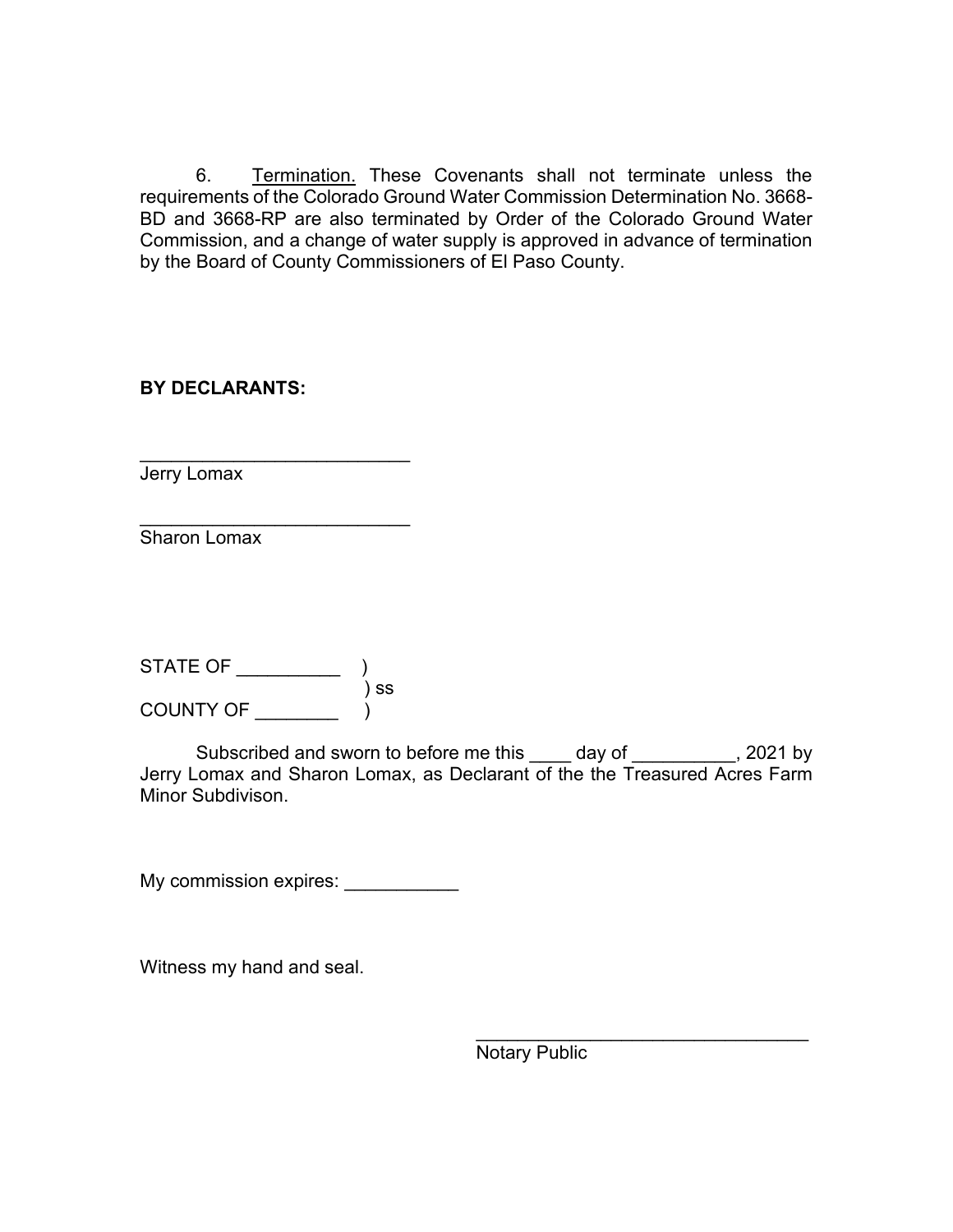6. Termination. These Covenants shall not terminate unless the requirements of the Colorado Ground Water Commission Determination No. 3668-BD and 3668-RP are also terminated by Order of the Colorado Ground Water Commission, and a change of water supply is approved in advance of termination by the Board of County Commissioners of El Paso County.

**BY DECLARANTS:**

___________________________
Jerry Lomax

___________________________
Sharon Lomax

STATE OF __________ )
) ss
COUNTY OF ________ )

Subscribed and sworn to before me this ____ day of __________, 2021 by Jerry Lomax and Sharon Lomax, as Declarant of the the Treasured Acres Farm Minor Subdivison.

My commission expires: ___________

Witness my hand and seal.

_________________________________
Notary Public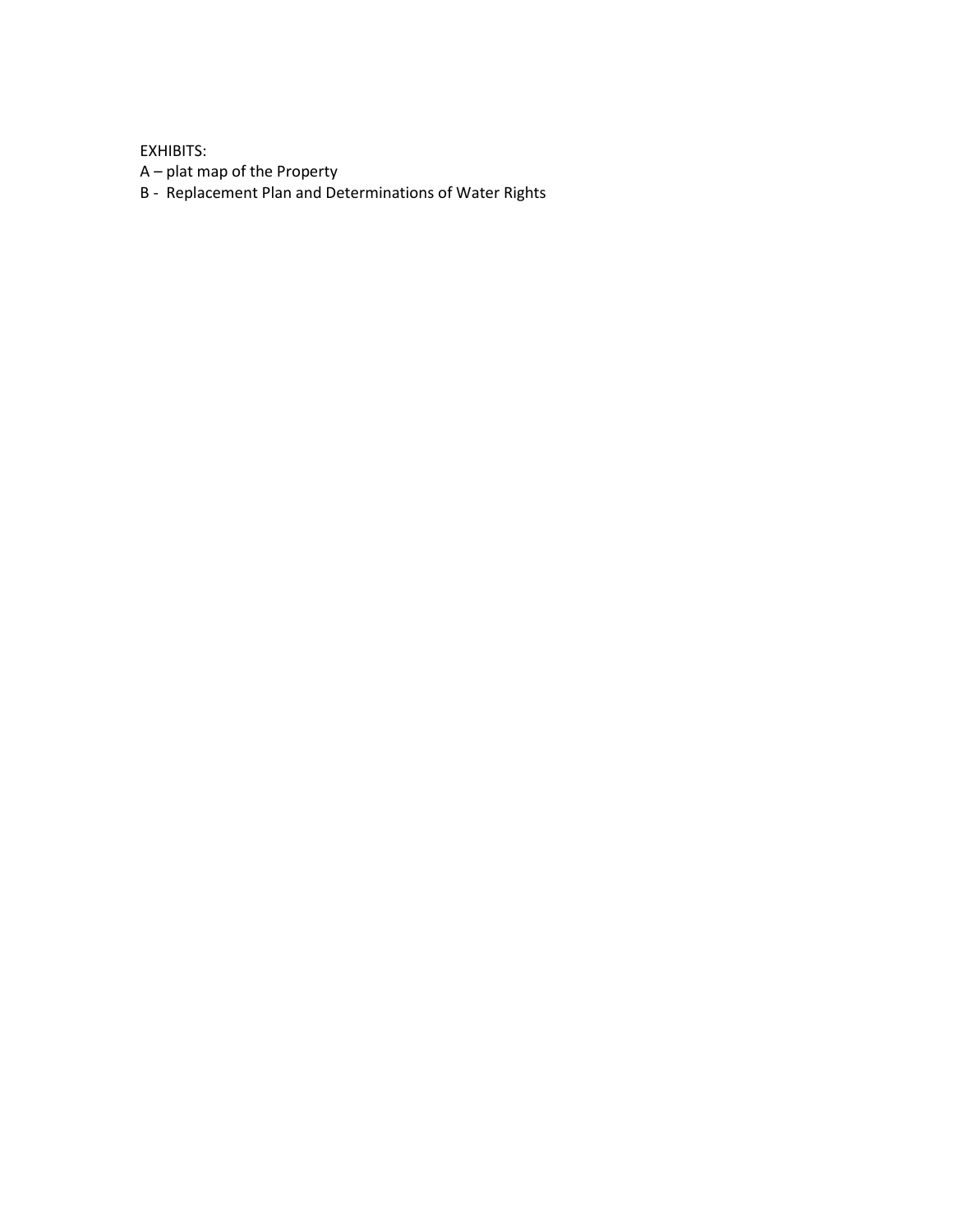EXHIBITS:

A – plat map of the Property

B - Replacement Plan and Determinations of Water Rights